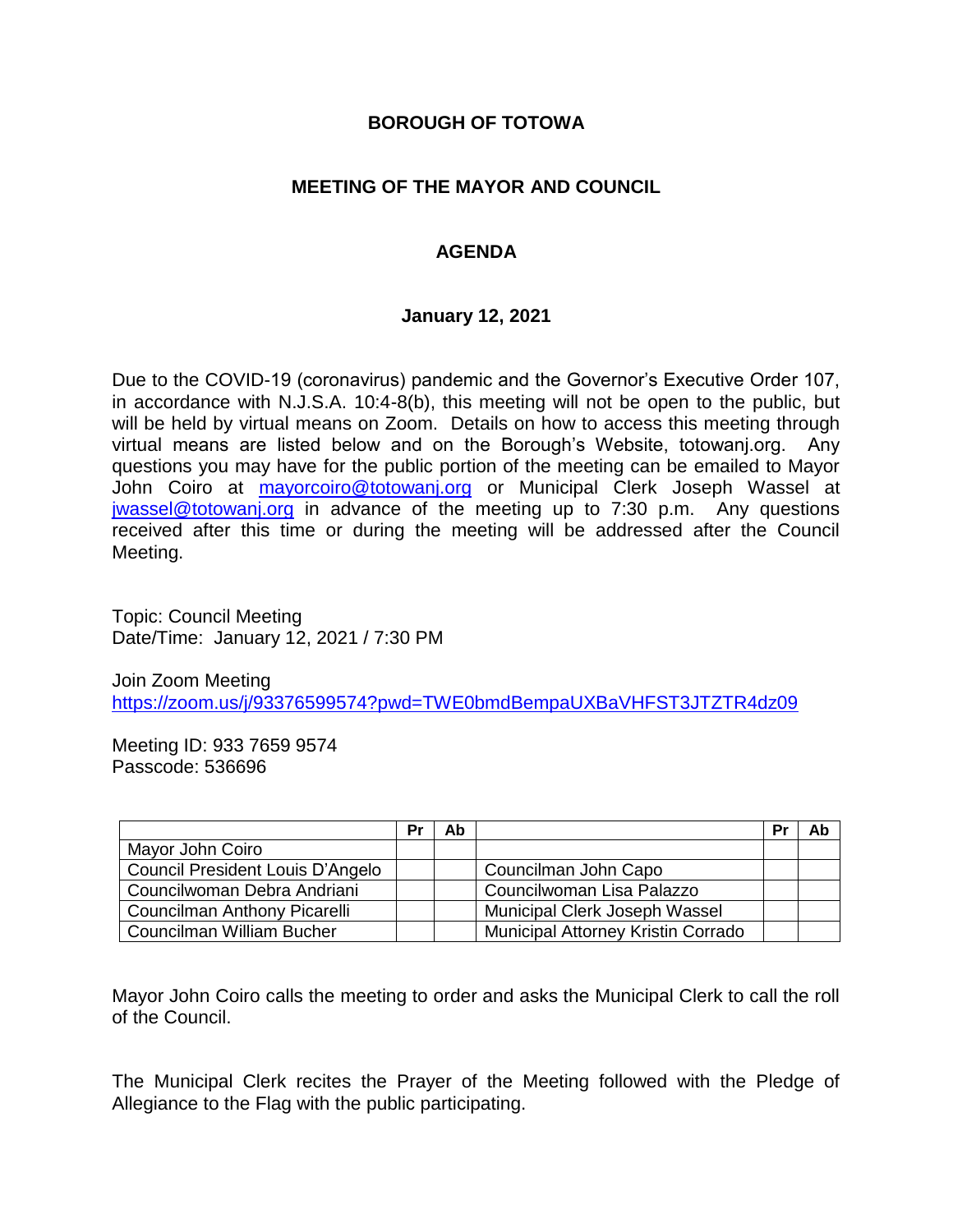# BOROUGH OF TOTOWA

## MEETING OF THE MAYOR AND COUNCIL

## AGENDA

### January 12, 2021

Due to the COVID-19 (coronavirus) pandemic and the Governor's Executive Order 107, in accordance with N.J.S.A. 10:4-8(b), this meeting will not be open to the public, but will be held by virtual means on Zoom. Details on how to access this meeting through virtual means are listed below and on the Borough's Website, totowanj.org. Any questions you may have for the public portion of the meeting can be emailed to Mayor John Coiro at mayorcoiro@totowanj.org or Municipal Clerk Joseph Wassel at jwassel@totowanj.org in advance of the meeting up to 7:30 p.m. Any questions received after this time or during the meeting will be addressed after the Council Meeting.

Topic: Council Meeting
Date/Time: January 12, 2021 / 7:30 PM

Join Zoom Meeting
https://zoom.us/j/93376599574?pwd=TWE0bmdBempaUXBaVHFST3JTZTR4dz09

Meeting ID: 933 7659 9574
Passcode: 536696

| | Pr | Ab | | Pr | Ab |
|---|---|---|---|---|---|
| Mayor John Coiro | | | | | |
| Council President Louis D'Angelo | | | Councilman John Capo | | |
| Councilwoman Debra Andriani | | | Councilwoman Lisa Palazzo | | |
| Councilman Anthony Picarelli | | | Municipal Clerk Joseph Wassel | | |
| Councilman William Bucher | | | Municipal Attorney Kristin Corrado | | |

Mayor John Coiro calls the meeting to order and asks the Municipal Clerk to call the roll of the Council.

The Municipal Clerk recites the Prayer of the Meeting followed with the Pledge of Allegiance to the Flag with the public participating.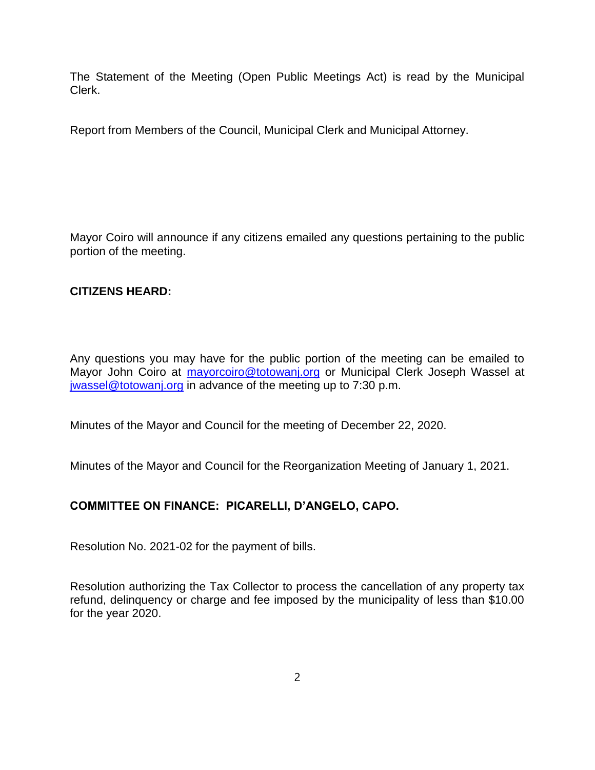The Statement of the Meeting (Open Public Meetings Act) is read by the Municipal Clerk.

Report from Members of the Council, Municipal Clerk and Municipal Attorney.

Mayor Coiro will announce if any citizens emailed any questions pertaining to the public portion of the meeting.

**CITIZENS HEARD:**

Any questions you may have for the public portion of the meeting can be emailed to Mayor John Coiro at mayorcoiro@totowanj.org or Municipal Clerk Joseph Wassel at jwassel@totowanj.org in advance of the meeting up to 7:30 p.m.

Minutes of the Mayor and Council for the meeting of December 22, 2020.

Minutes of the Mayor and Council for the Reorganization Meeting of January 1, 2021.

**COMMITTEE ON FINANCE: PICARELLI, D'ANGELO, CAPO.**

Resolution No. 2021-02 for the payment of bills.

Resolution authorizing the Tax Collector to process the cancellation of any property tax refund, delinquency or charge and fee imposed by the municipality of less than $10.00 for the year 2020.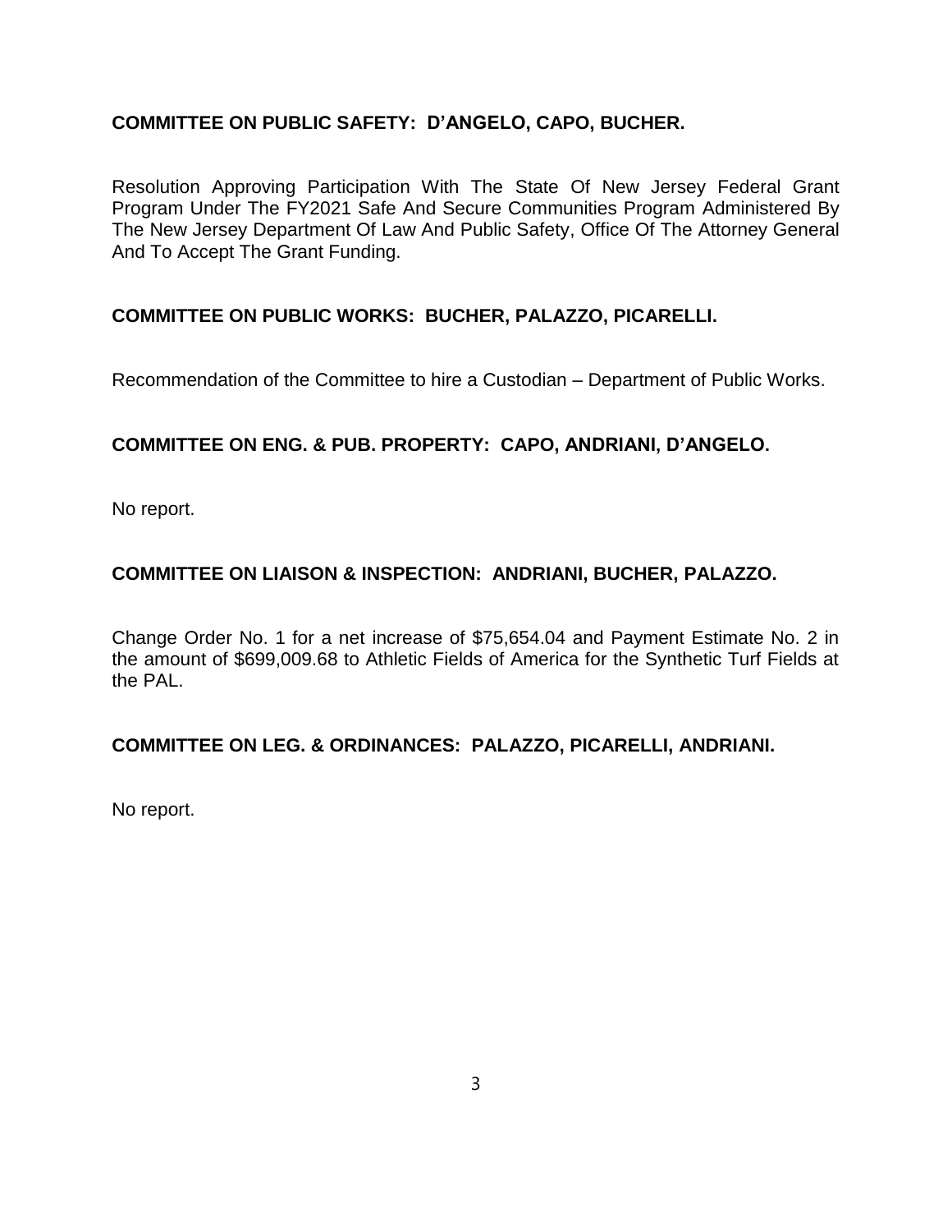**COMMITTEE ON PUBLIC SAFETY: D'ANGELO, CAPO, BUCHER.**

Resolution Approving Participation With The State Of New Jersey Federal Grant Program Under The FY2021 Safe And Secure Communities Program Administered By The New Jersey Department Of Law And Public Safety, Office Of The Attorney General And To Accept The Grant Funding.

**COMMITTEE ON PUBLIC WORKS: BUCHER, PALAZZO, PICARELLI.**

Recommendation of the Committee to hire a Custodian – Department of Public Works.

**COMMITTEE ON ENG. & PUB. PROPERTY: CAPO, ANDRIANI, D'ANGELO.**

No report.

**COMMITTEE ON LIAISON & INSPECTION: ANDRIANI, BUCHER, PALAZZO.**

Change Order No. 1 for a net increase of $75,654.04 and Payment Estimate No. 2 in the amount of $699,009.68 to Athletic Fields of America for the Synthetic Turf Fields at the PAL.

**COMMITTEE ON LEG. & ORDINANCES: PALAZZO, PICARELLI, ANDRIANI.**

No report.